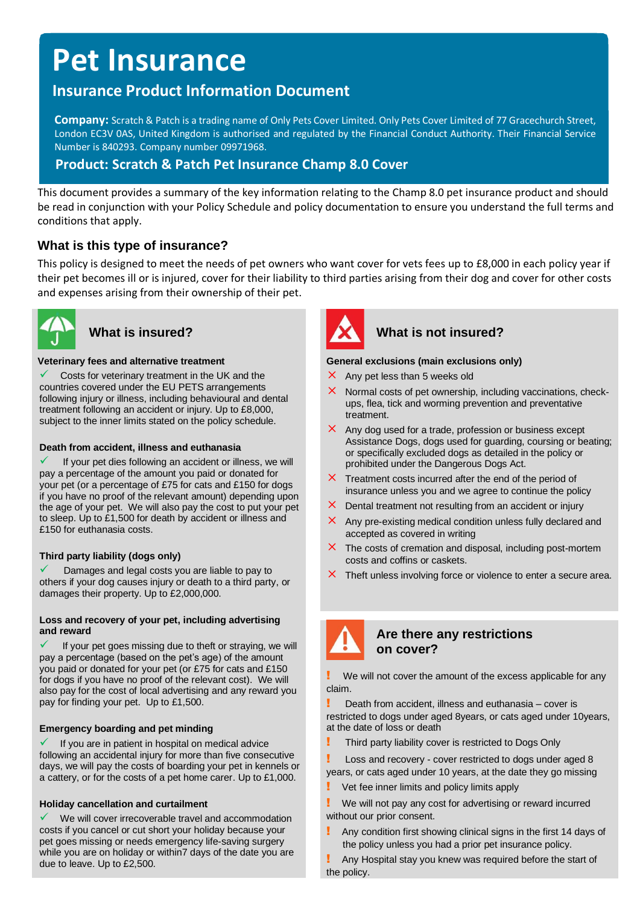# Pet Insurance

## Insurance Product Information Document

**Company:** Scratch & Patch is a trading name of Only Pets Cover Limited. Only Pets Cover Limited of 77 Gracechurch Street, London EC3V 0AS, United Kingdom is authorised and regulated by the Financial Conduct Authority. Their Financial Service Number is 840293. Company number 09971968.

**Product: Scratch & Patch Pet Insurance Champ 8.0 Cover**

This document provides a summary of the key information relating to the Champ 8.0 pet insurance product and should be read in conjunction with your Policy Schedule and policy documentation to ensure you understand the full terms and conditions that apply.

### What is this type of insurance?

This policy is designed to meet the needs of pet owners who want cover for vets fees up to £8,000 in each policy year if their pet becomes ill or is injured, cover for their liability to third parties arising from their dog and cover for other costs and expenses arising from their ownership of their pet.

### What is insured?

**Veterinary fees and alternative treatment**

- ✓ Costs for veterinary treatment in the UK and the countries covered under the EU PETS arrangements following injury or illness, including behavioural and dental treatment following an accident or injury. Up to £8,000, subject to the inner limits stated on the policy schedule.

**Death from accident, illness and euthanasia**

- ✓ If your pet dies following an accident or illness, we will pay a percentage of the amount you paid or donated for your pet (or a percentage of £75 for cats and £150 for dogs if you have no proof of the relevant amount) depending upon the age of your pet. We will also pay the cost to put your pet to sleep. Up to £1,500 for death by accident or illness and £150 for euthanasia costs.

**Third party liability (dogs only)**

- ✓ Damages and legal costs you are liable to pay to others if your dog causes injury or death to a third party, or damages their property. Up to £2,000,000.

**Loss and recovery of your pet, including advertising and reward**

- ✓ If your pet goes missing due to theft or straying, we will pay a percentage (based on the pet's age) of the amount you paid or donated for your pet (or £75 for cats and £150 for dogs if you have no proof of the relevant cost). We will also pay for the cost of local advertising and any reward you pay for finding your pet. Up to £1,500.

**Emergency boarding and pet minding**

- ✓ If you are in patient in hospital on medical advice following an accidental injury for more than five consecutive days, we will pay the costs of boarding your pet in kennels or a cattery, or for the costs of a pet home carer. Up to £1,000.

**Holiday cancellation and curtailment**

- ✓ We will cover irrecoverable travel and accommodation costs if you cancel or cut short your holiday because your pet goes missing or needs emergency life-saving surgery while you are on holiday or within7 days of the date you are due to leave. Up to £2,500.

### What is not insured?

**General exclusions (main exclusions only)**

- ✗ Any pet less than 5 weeks old
- ✗ Normal costs of pet ownership, including vaccinations, check-ups, flea, tick and worming prevention and preventative treatment.
- ✗ Any dog used for a trade, profession or business except Assistance Dogs, dogs used for guarding, coursing or beating; or specifically excluded dogs as detailed in the policy or prohibited under the Dangerous Dogs Act.
- ✗ Treatment costs incurred after the end of the period of insurance unless you and we agree to continue the policy
- ✗ Dental treatment not resulting from an accident or injury
- ✗ Any pre-existing medical condition unless fully declared and accepted as covered in writing
- ✗ The costs of cremation and disposal, including post-mortem costs and coffins or caskets.
- ✗ Theft unless involving force or violence to enter a secure area.

### Are there any restrictions on cover?

- ! We will not cover the amount of the excess applicable for any claim.
- ! Death from accident, illness and euthanasia – cover is restricted to dogs under aged 8years, or cats aged under 10years, at the date of loss or death
- ! Third party liability cover is restricted to Dogs Only
- ! Loss and recovery - cover restricted to dogs under aged 8 years, or cats aged under 10 years, at the date they go missing
- ! Vet fee inner limits and policy limits apply
- ! We will not pay any cost for advertising or reward incurred without our prior consent.
- ! Any condition first showing clinical signs in the first 14 days of the policy unless you had a prior pet insurance policy.
- ! Any Hospital stay you knew was required before the start of the policy.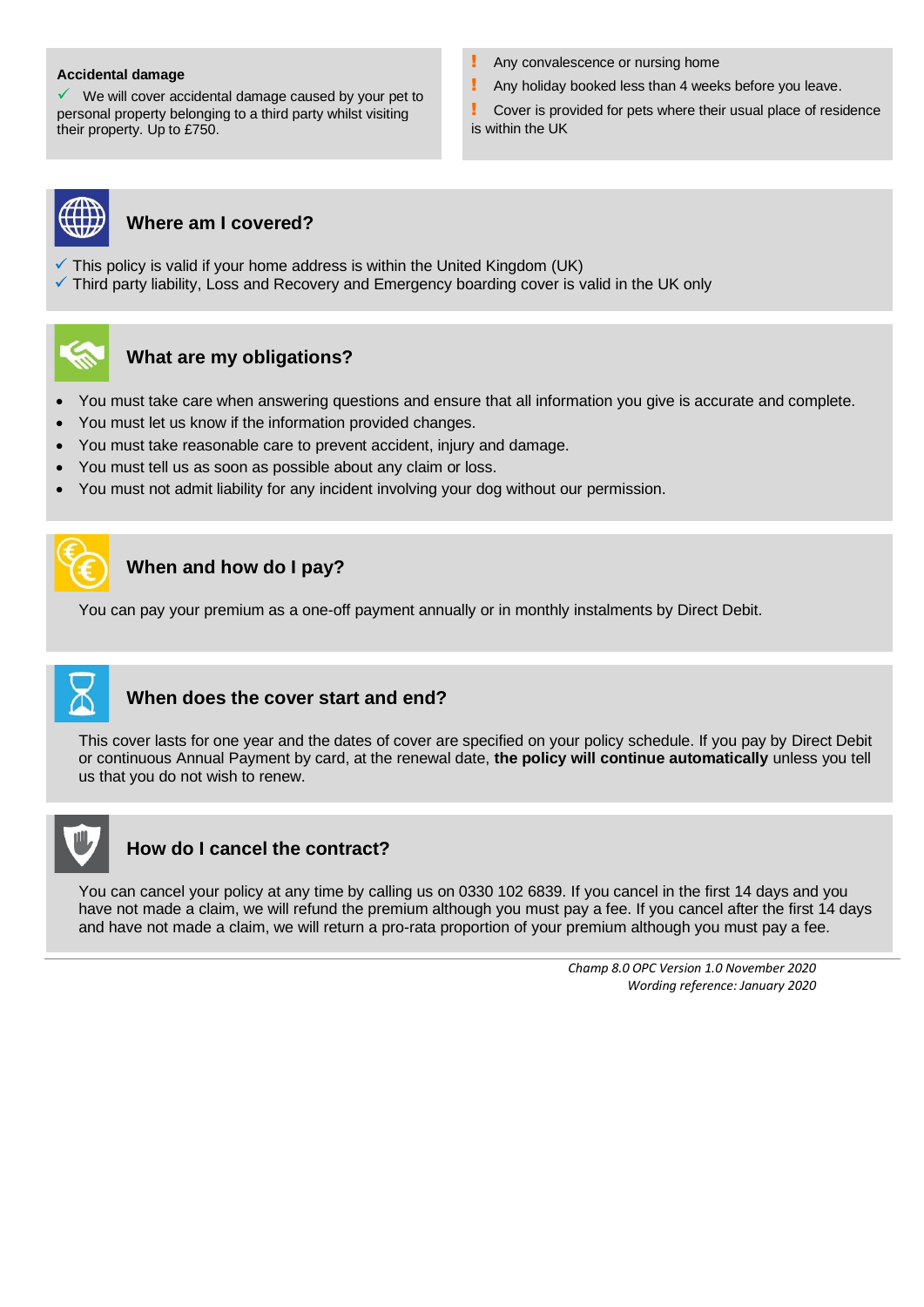**Accidental damage**

✓ We will cover accidental damage caused by your pet to personal property belonging to a third party whilst visiting their property. Up to £750.

! Any convalescence or nursing home

! Any holiday booked less than 4 weeks before you leave.

! Cover is provided for pets where their usual place of residence is within the UK

## Where am I covered?

- ✓ This policy is valid if your home address is within the United Kingdom (UK)
- ✓ Third party liability, Loss and Recovery and Emergency boarding cover is valid in the UK only

## What are my obligations?

- You must take care when answering questions and ensure that all information you give is accurate and complete.
- You must let us know if the information provided changes.
- You must take reasonable care to prevent accident, injury and damage.
- You must tell us as soon as possible about any claim or loss.
- You must not admit liability for any incident involving your dog without our permission.

## When and how do I pay?

You can pay your premium as a one-off payment annually or in monthly instalments by Direct Debit.

## When does the cover start and end?

This cover lasts for one year and the dates of cover are specified on your policy schedule. If you pay by Direct Debit or continuous Annual Payment by card, at the renewal date, **the policy will continue automatically** unless you tell us that you do not wish to renew.

## How do I cancel the contract?

You can cancel your policy at any time by calling us on 0330 102 6839. If you cancel in the first 14 days and you have not made a claim, we will refund the premium although you must pay a fee. If you cancel after the first 14 days and have not made a claim, we will return a pro-rata proportion of your premium although you must pay a fee.

*Champ 8.0 OPC Version 1.0 November 2020*
*Wording reference: January 2020*